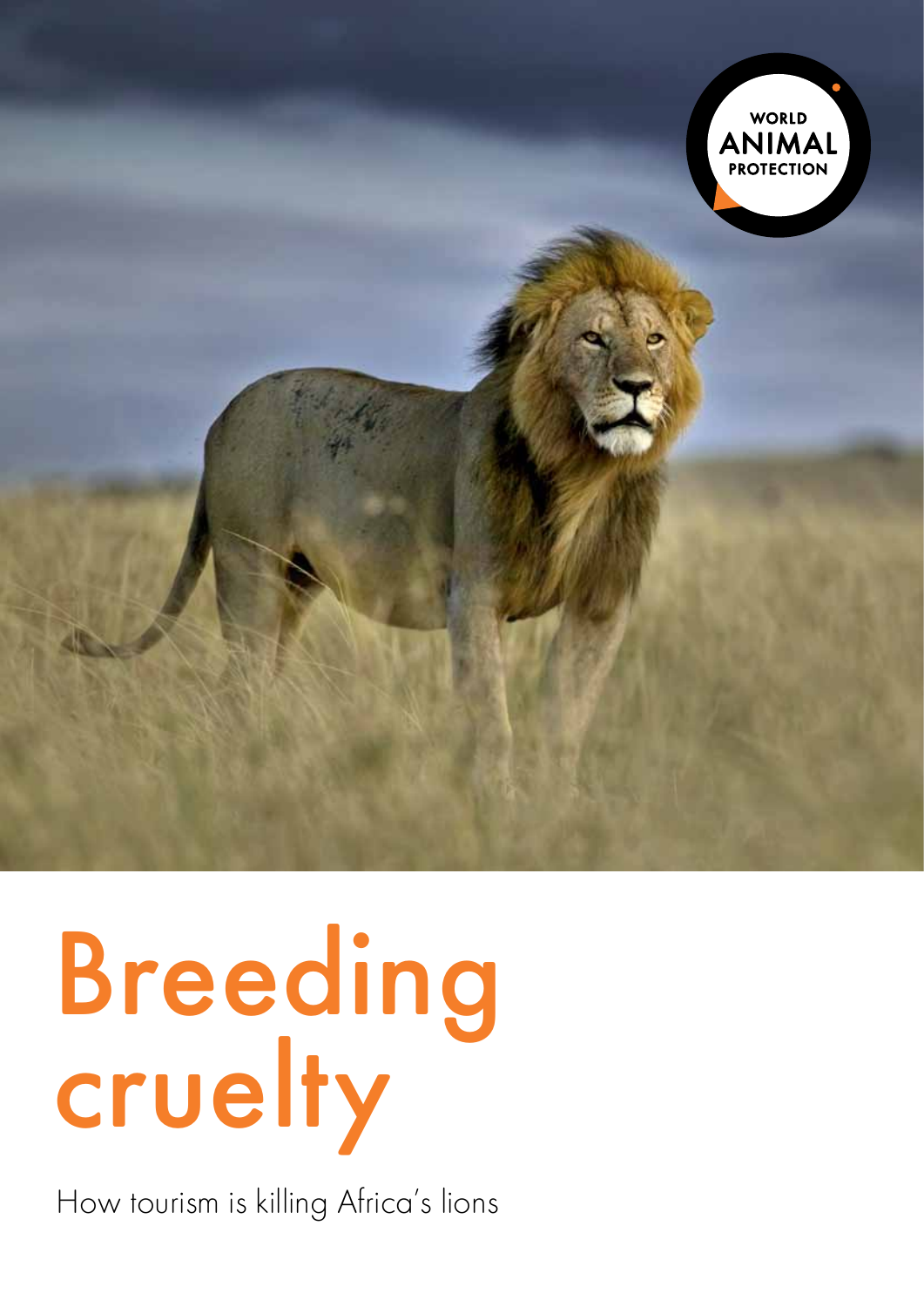WORLD ANIMAL PROTECTION

# Breeding cruelty

How tourism is killing Africa's lions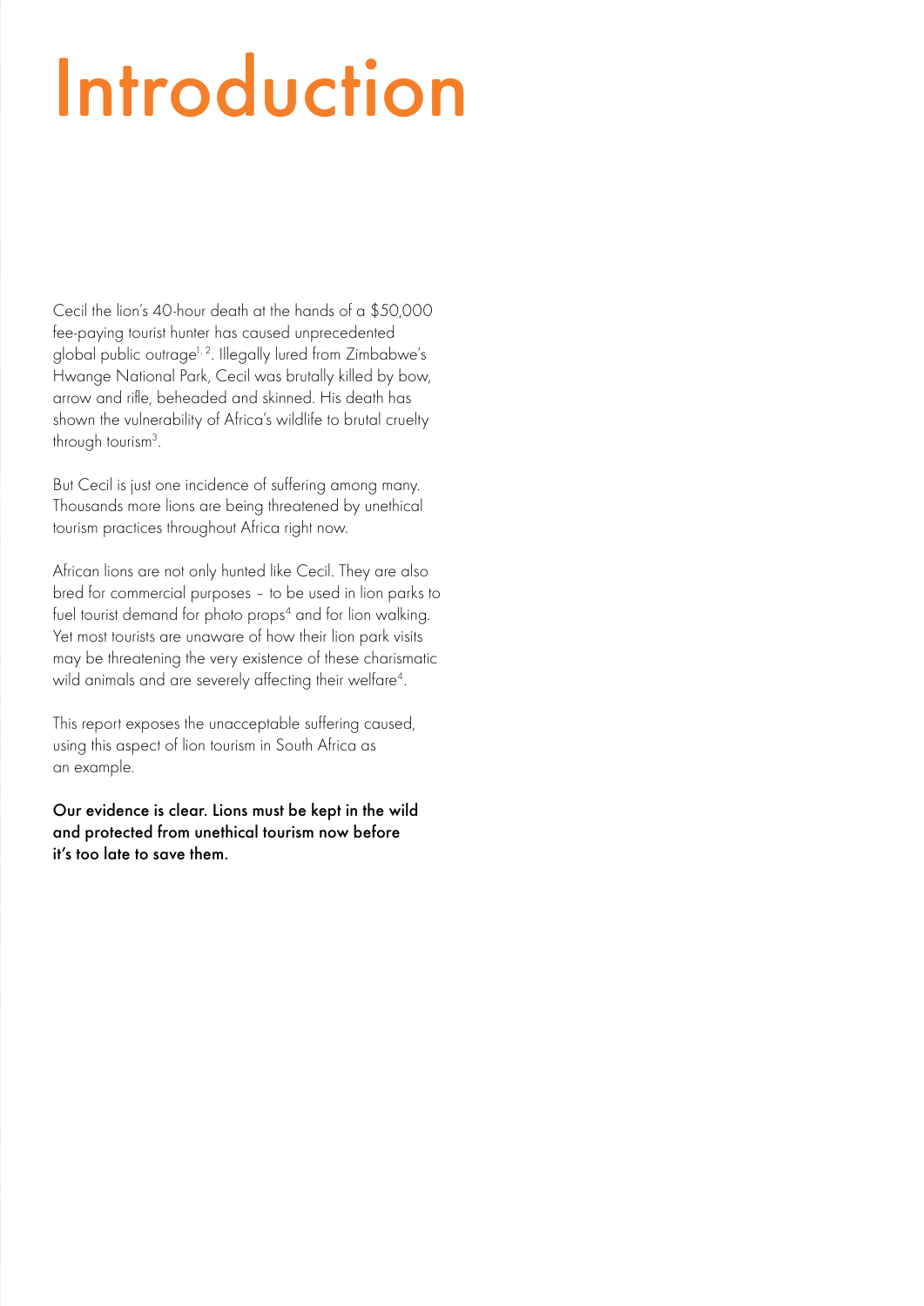# Introduction

Cecil the lion's 40-hour death at the hands of a $50,000 fee-paying tourist hunter has caused unprecedented global public outrage[1, 2]. Illegally lured from Zimbabwe's Hwange National Park, Cecil was brutally killed by bow, arrow and rifle, beheaded and skinned. His death has shown the vulnerability of Africa's wildlife to brutal cruelty through tourism[3].

But Cecil is just one incidence of suffering among many. Thousands more lions are being threatened by unethical tourism practices throughout Africa right now.

African lions are not only hunted like Cecil. They are also bred for commercial purposes – to be used in lion parks to fuel tourist demand for photo props[4] and for lion walking. Yet most tourists are unaware of how their lion park visits may be threatening the very existence of these charismatic wild animals and are severely affecting their welfare[4].

This report exposes the unacceptable suffering caused, using this aspect of lion tourism in South Africa as an example.

**Our evidence is clear. Lions must be kept in the wild and protected from unethical tourism now before it's too late to save them.**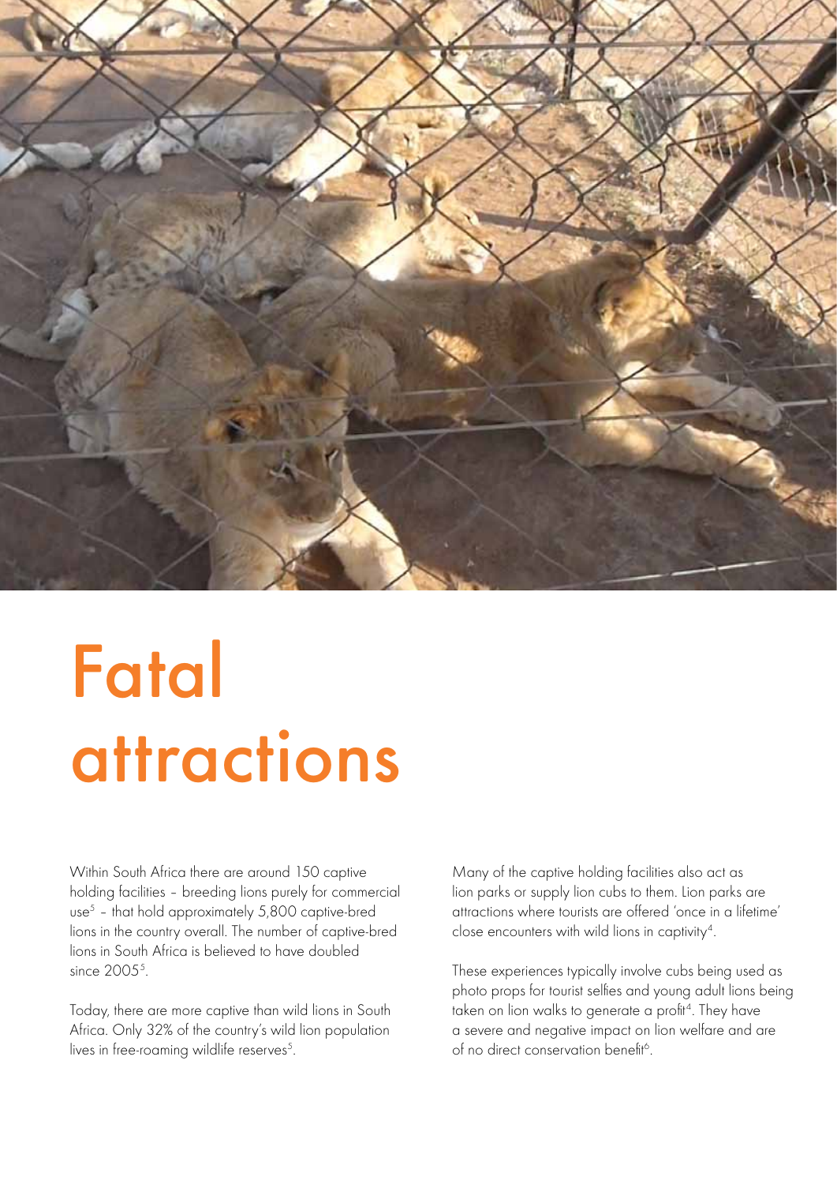# Fatal attractions

Within South Africa there are around 150 captive holding facilities – breeding lions purely for commercial use[5] – that hold approximately 5,800 captive-bred lions in the country overall. The number of captive-bred lions in South Africa is believed to have doubled since 2005[5].

Today, there are more captive than wild lions in South Africa. Only 32% of the country's wild lion population lives in free-roaming wildlife reserves[5].

Many of the captive holding facilities also act as lion parks or supply lion cubs to them. Lion parks are attractions where tourists are offered 'once in a lifetime' close encounters with wild lions in captivity[4].

These experiences typically involve cubs being used as photo props for tourist selfies and young adult lions being taken on lion walks to generate a profit[4]. They have a severe and negative impact on lion welfare and are of no direct conservation benefit[6].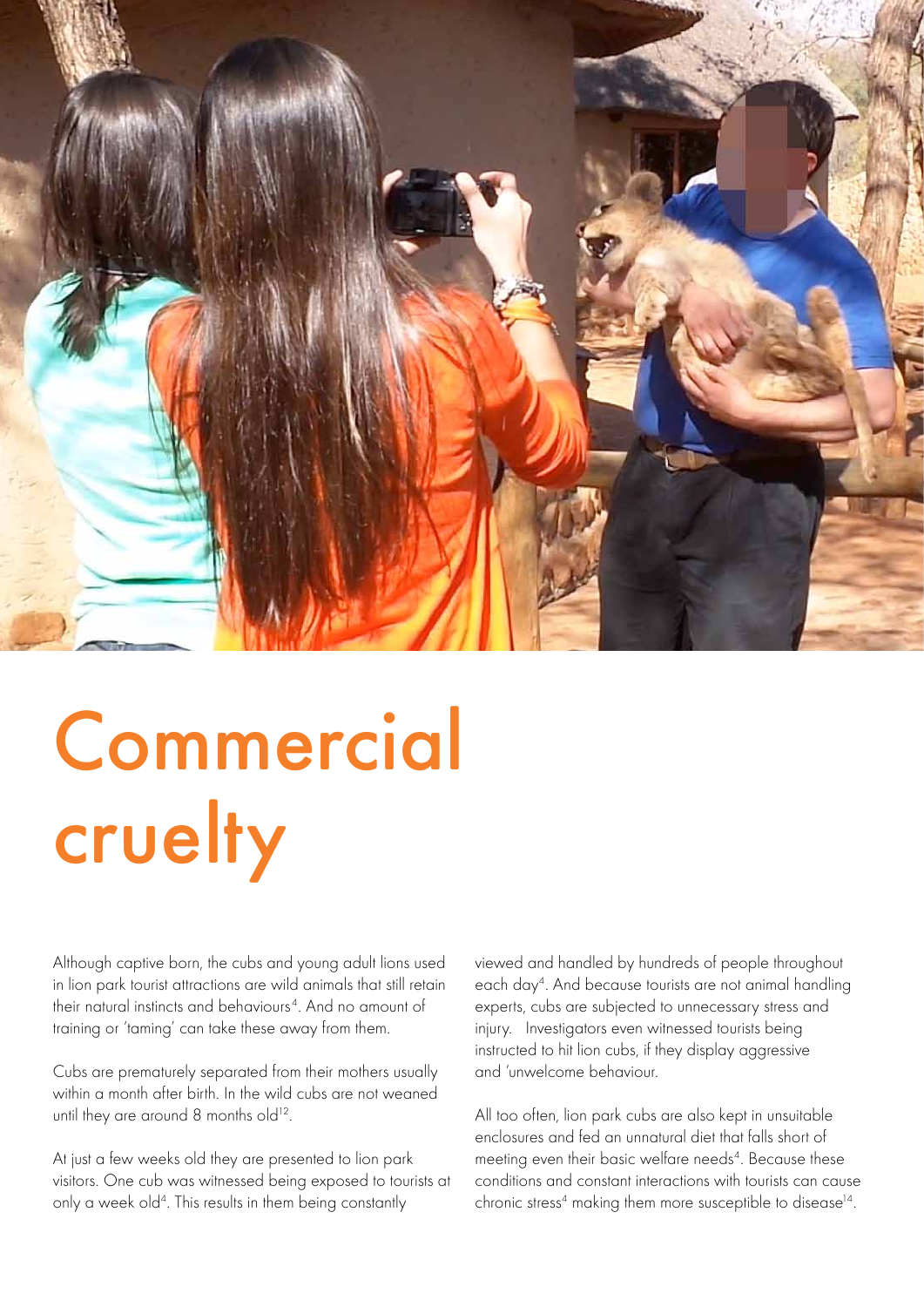# Commercial cruelty

Although captive born, the cubs and young adult lions used in lion park tourist attractions are wild animals that still retain their natural instincts and behaviours[4]. And no amount of training or 'taming' can take these away from them.

Cubs are prematurely separated from their mothers usually within a month after birth. In the wild cubs are not weaned until they are around 8 months old[12].

At just a few weeks old they are presented to lion park visitors. One cub was witnessed being exposed to tourists at only a week old[4]. This results in them being constantly viewed and handled by hundreds of people throughout each day[4]. And because tourists are not animal handling experts, cubs are subjected to unnecessary stress and injury. Investigators even witnessed tourists being instructed to hit lion cubs, if they display aggressive and 'unwelcome behaviour.

All too often, lion park cubs are also kept in unsuitable enclosures and fed an unnatural diet that falls short of meeting even their basic welfare needs[4]. Because these conditions and constant interactions with tourists can cause chronic stress[4] making them more susceptible to disease[14].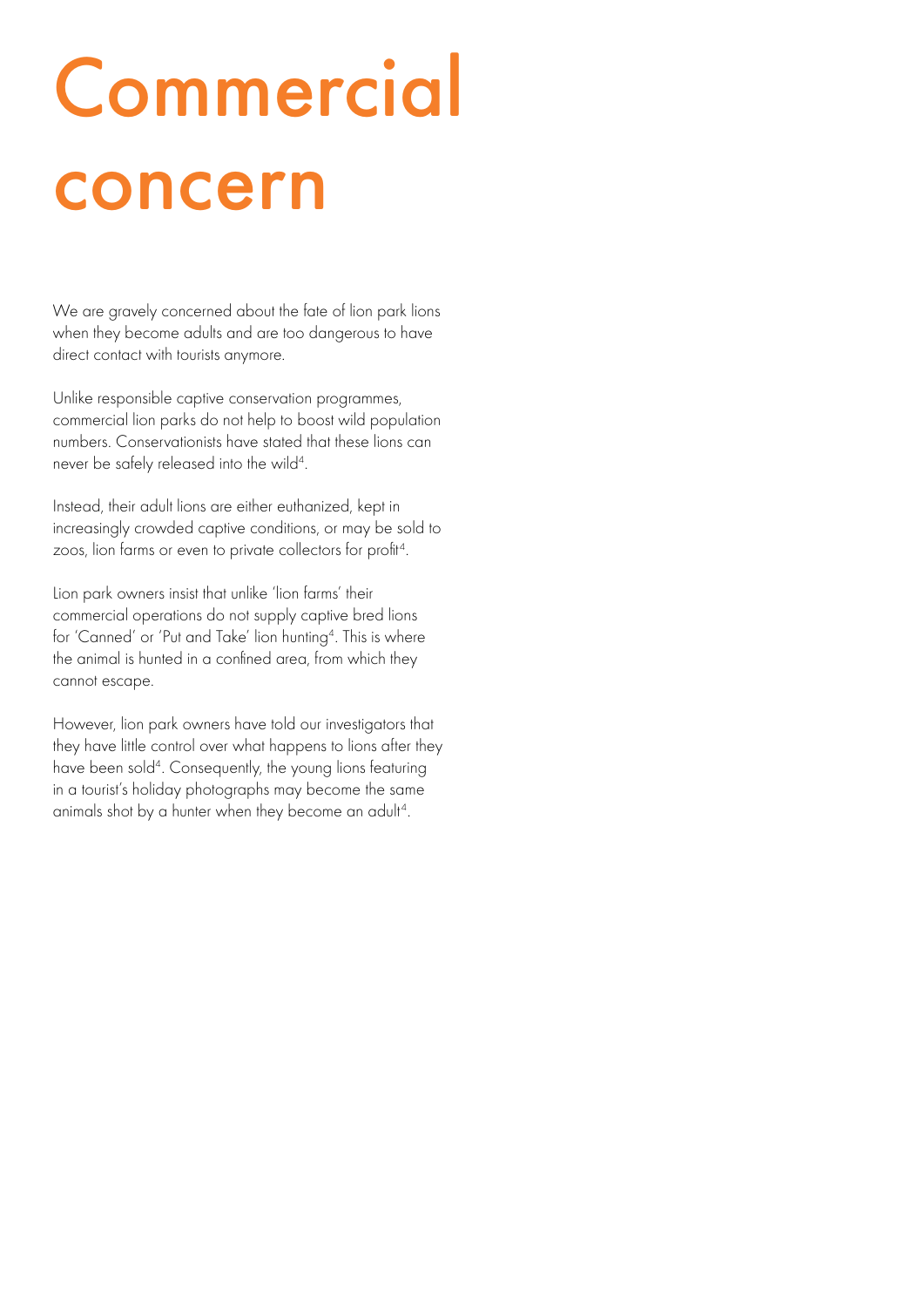# Commercial concern

We are gravely concerned about the fate of lion park lions when they become adults and are too dangerous to have direct contact with tourists anymore.

Unlike responsible captive conservation programmes, commercial lion parks do not help to boost wild population numbers. Conservationists have stated that these lions can never be safely released into the wild[4].

Instead, their adult lions are either euthanized, kept in increasingly crowded captive conditions, or may be sold to zoos, lion farms or even to private collectors for profit[4].

Lion park owners insist that unlike 'lion farms' their commercial operations do not supply captive bred lions for 'Canned' or 'Put and Take' lion hunting[4]. This is where the animal is hunted in a confined area, from which they cannot escape.

However, lion park owners have told our investigators that they have little control over what happens to lions after they have been sold[4]. Consequently, the young lions featuring in a tourist's holiday photographs may become the same animals shot by a hunter when they become an adult[4].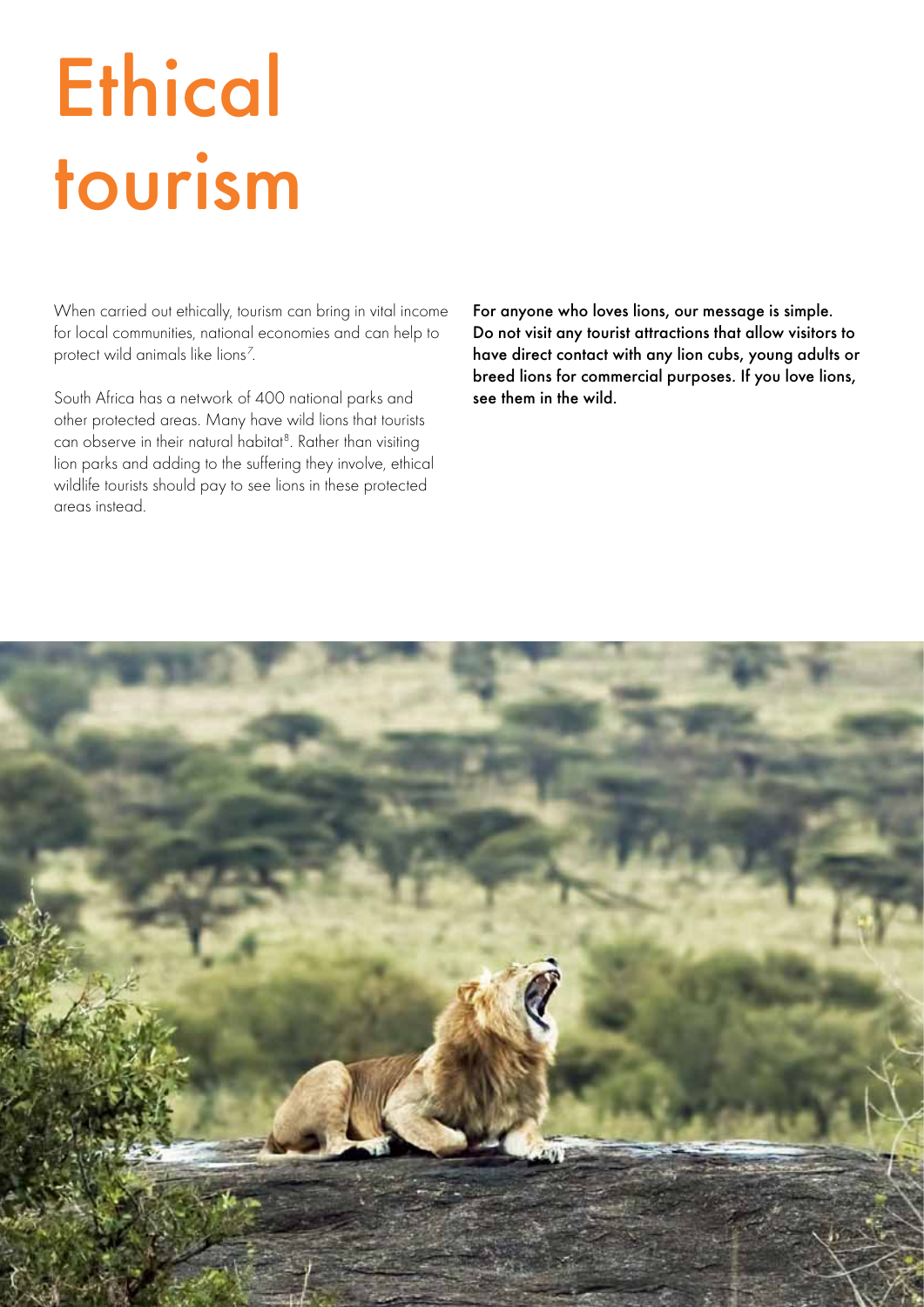# Ethical tourism

When carried out ethically, tourism can bring in vital income for local communities, national economies and can help to protect wild animals like lions[7].

South Africa has a network of 400 national parks and other protected areas. Many have wild lions that tourists can observe in their natural habitat[8]. Rather than visiting lion parks and adding to the suffering they involve, ethical wildlife tourists should pay to see lions in these protected areas instead.

**For anyone who loves lions, our message is simple. Do not visit any tourist attractions that allow visitors to have direct contact with any lion cubs, young adults or breed lions for commercial purposes. If you love lions, see them in the wild.**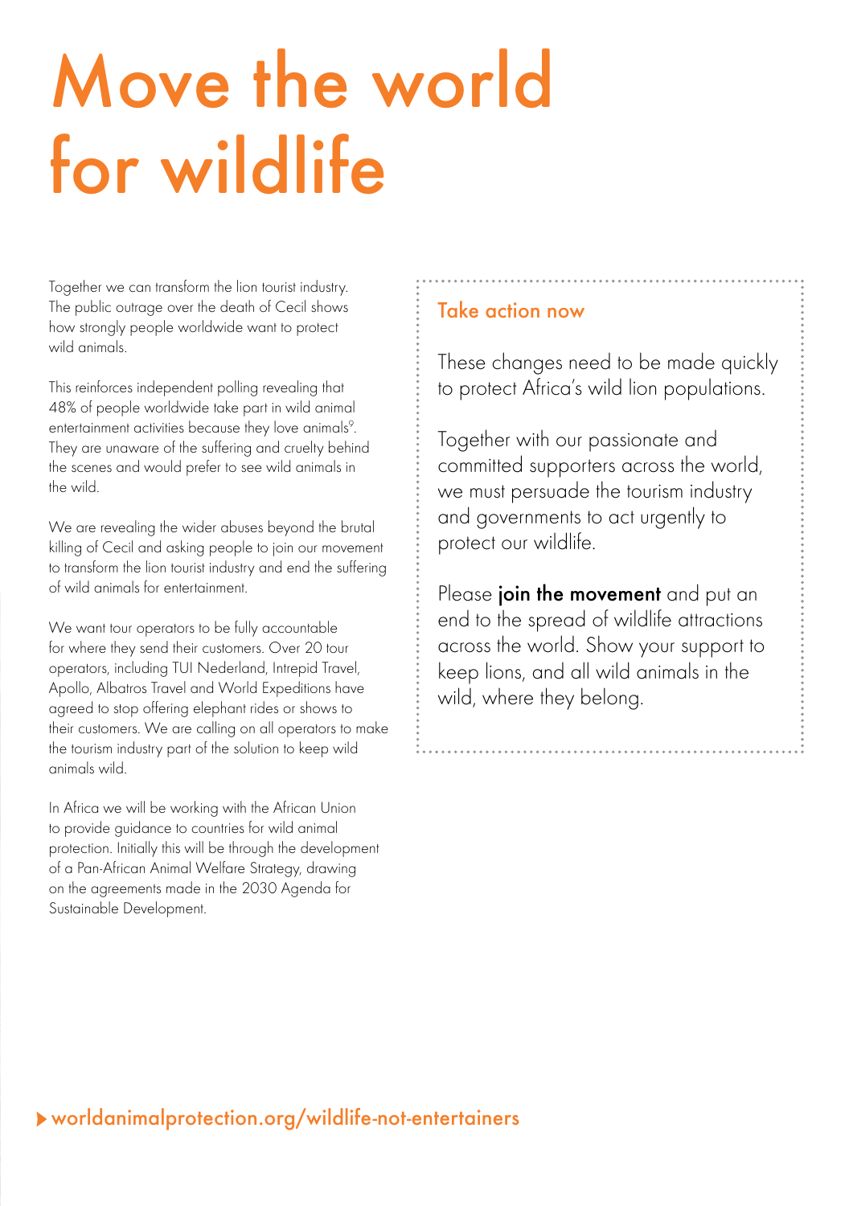# Move the world for wildlife

Together we can transform the lion tourist industry. The public outrage over the death of Cecil shows how strongly people worldwide want to protect wild animals.

This reinforces independent polling revealing that 48% of people worldwide take part in wild animal entertainment activities because they love animals[9]. They are unaware of the suffering and cruelty behind the scenes and would prefer to see wild animals in the wild.

We are revealing the wider abuses beyond the brutal killing of Cecil and asking people to join our movement to transform the lion tourist industry and end the suffering of wild animals for entertainment.

We want tour operators to be fully accountable for where they send their customers. Over 20 tour operators, including TUI Nederland, Intrepid Travel, Apollo, Albatros Travel and World Expeditions have agreed to stop offering elephant rides or shows to their customers. We are calling on all operators to make the tourism industry part of the solution to keep wild animals wild.

In Africa we will be working with the African Union to provide guidance to countries for wild animal protection. Initially this will be through the development of a Pan-African Animal Welfare Strategy, drawing on the agreements made in the 2030 Agenda for Sustainable Development.

## Take action now

These changes need to be made quickly to protect Africa's wild lion populations.

Together with our passionate and committed supporters across the world, we must persuade the tourism industry and governments to act urgently to protect our wildlife.

Please **join the movement** and put an end to the spread of wildlife attractions across the world. Show your support to keep lions, and all wild animals in the wild, where they belong.

worldanimalprotection.org/wildlife-not-entertainers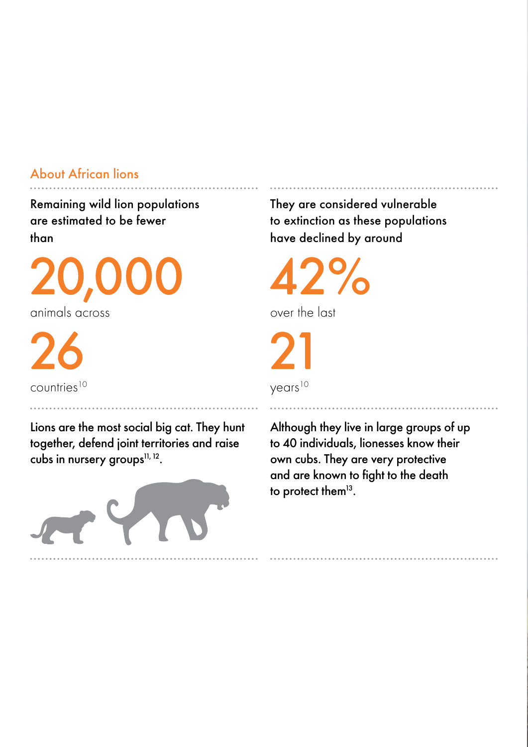## About African lions

Remaining wild lion populations are estimated to be fewer than

**20,000**

animals across

**26**

countries[10]

They are considered vulnerable to extinction as these populations have declined by around

**42%**

over the last

**21**

years[10]

Lions are the most social big cat. They hunt together, defend joint territories and raise cubs in nursery groups[11, 12].

Although they live in large groups of up to 40 individuals, lionesses know their own cubs. They are very protective and are known to fight to the death to protect them[13].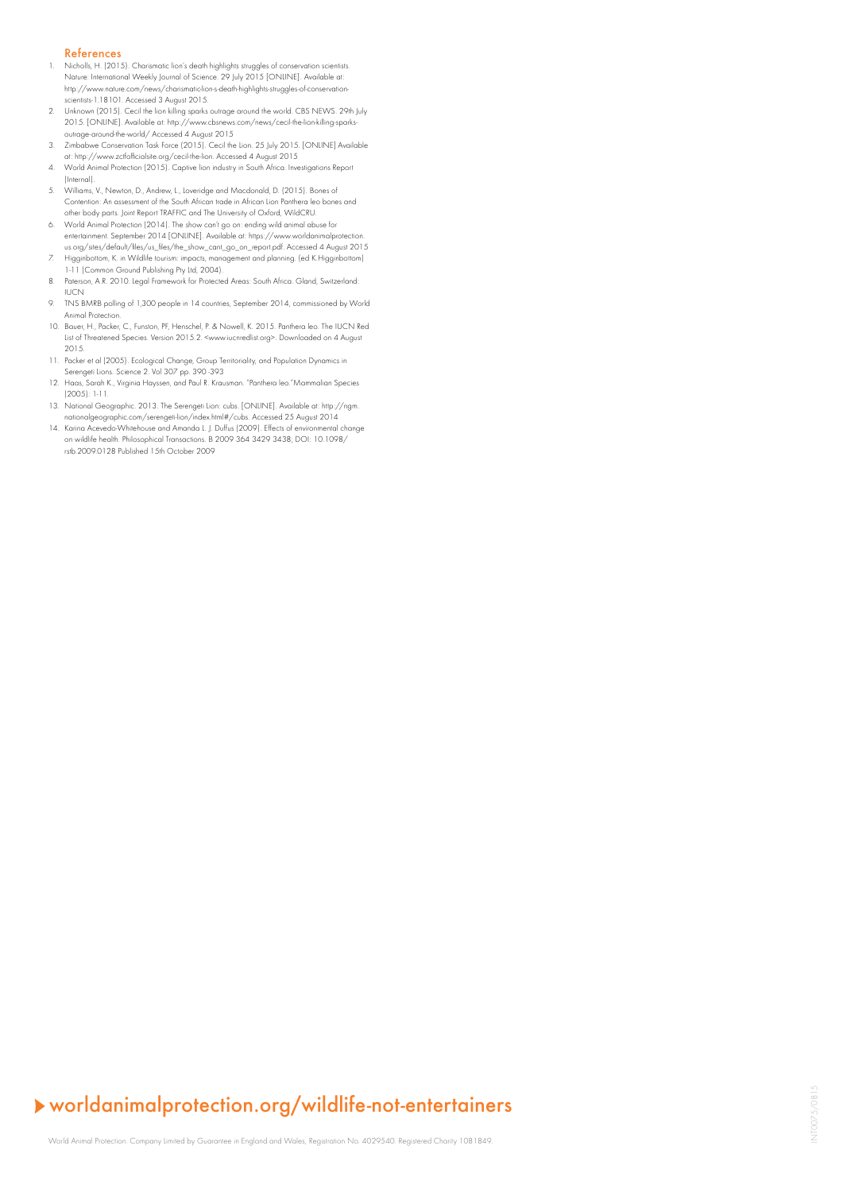## References

1. Nicholls, H. (2015). Charismatic lion's death highlights struggles of conservation scientists. Nature: International Weekly Journal of Science. 29 July 2015 [ONLINE]. Available at: http://www.nature.com/news/charismatic-lion-s-death-highlights-struggles-of-conservation-scientists-1.18101. Accessed 3 August 2015.
2. Unknown (2015). Cecil the lion killing sparks outrage around the world. CBS NEWS. 29th July 2015. [ONLINE]. Available at: http://www.cbsnews.com/news/cecil-the-lion-killing-sparks-outrage-around-the-world/ Accessed 4 August 2015
3. Zimbabwe Conservation Task Force (2015). Cecil the Lion. 25 July 2015. [ONLINE] Available at: http://www.zctfofficialsite.org/cecil-the-lion. Accessed 4 August 2015
4. World Animal Protection (2015). Captive lion industry in South Africa. Investigations Report (Internal).
5. Williams, V., Newton, D., Andrew, L., Loveridge and Macdonald, D. (2015). Bones of Contention: An assessment of the South African trade in African Lion Panthera leo bones and other body parts. Joint Report TRAFFIC and The University of Oxford, WildCRU.
6. World Animal Protection (2014). The show can't go on: ending wild animal abuse for entertainment. September 2014 [ONLINE]. Available at: https://www.worldanimalprotection.us.org/sites/default/files/us_files/the_show_cant_go_on_report.pdf. Accessed 4 August 2015
7. Higginbottom, K. in Wildlife tourism: impacts, management and planning. (ed K.Higginbottom) 1-11 (Common Ground Publishing Pty Ltd, 2004).
8. Paterson, A.R. 2010. Legal Framework for Protected Areas: South Africa. Gland, Switzerland: IUCN
9. TNS BMRB polling of 1,300 people in 14 countries, September 2014, commissioned by World Animal Protection.
10. Bauer, H., Packer, C., Funston, PF, Henschel, P. & Nowell, K. 2015. Panthera leo. The IUCN Red List of Threatened Species. Version 2015.2. <www.iucnredlist.org>. Downloaded on 4 August 2015.
11. Packer et al (2005). Ecological Change, Group Territoriality, and Population Dynamics in Serengeti Lions. Science 2. Vol 307 pp. 390 -393
12. Haas, Sarah K., Virginia Hayssen, and Paul R. Krausman. "Panthera leo."Mammalian Species (2005): 1-11.
13. National Geographic. 2013. The Serengeti Lion: cubs. [ONLINE]. Available at: http://ngm.nationalgeographic.com/serengeti-lion/index.html#/cubs. Accessed 25 August 2014
14. Karina Acevedo-Whitehouse and Amanda L. J. Duffus (2009). Effects of environmental change on wildlife health. Philosophical Transactions. B 2009 364 3429 3438; DOI: 10.1098/rstb.2009.0128 Published 15th October 2009

**worldanimalprotection.org/wildlife-not-entertainers**

World Animal Protection. Company Limited by Guarantee in England and Wales, Registration No. 4029540. Registered Charity 1081849.

IN10075/0815